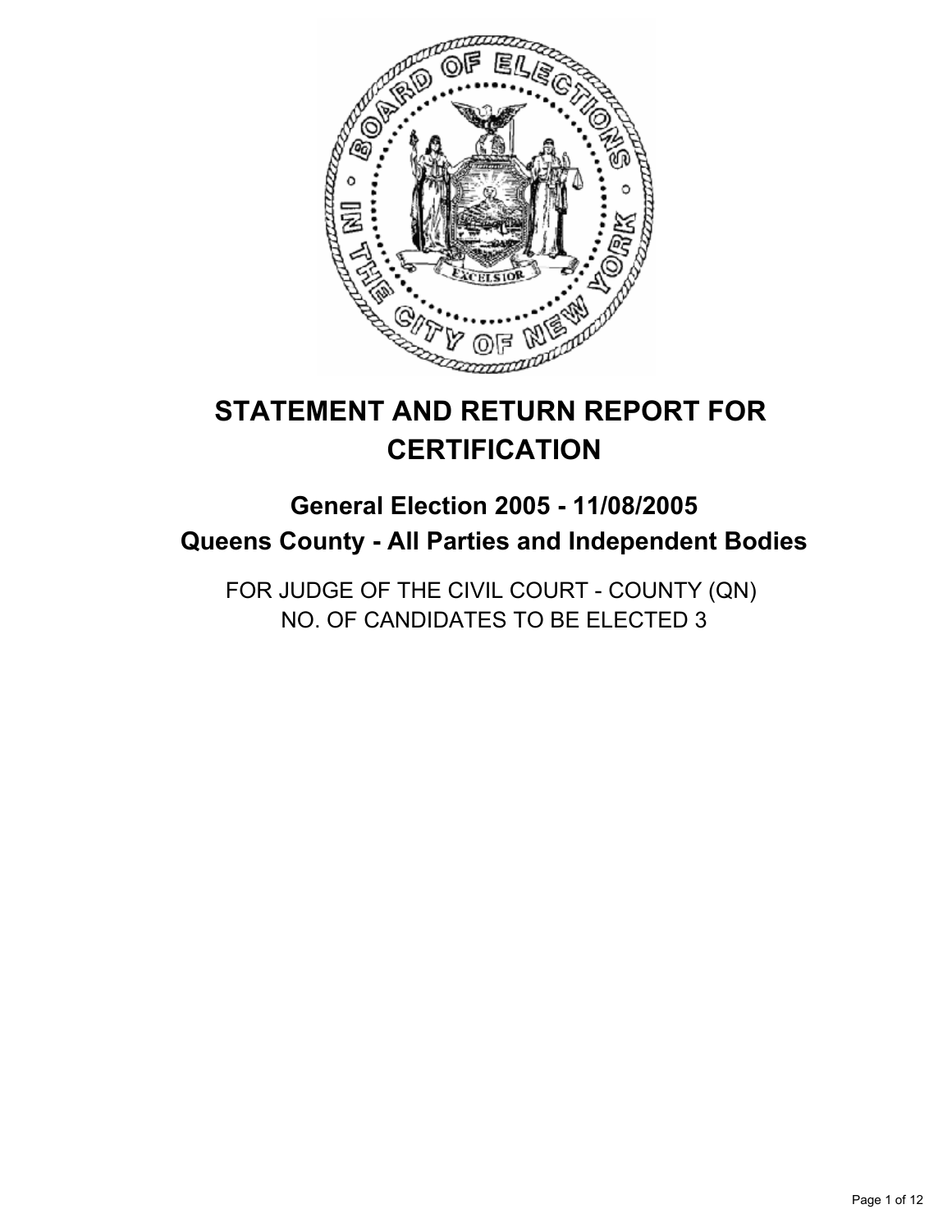# STATEMENT AND RETURN REPORT FOR CERTIFICATION

## General Election 2005 - 11/08/2005
## Queens County - All Parties and Independent Bodies

FOR JUDGE OF THE CIVIL COURT - COUNTY (QN)
NO. OF CANDIDATES TO BE ELECTED 3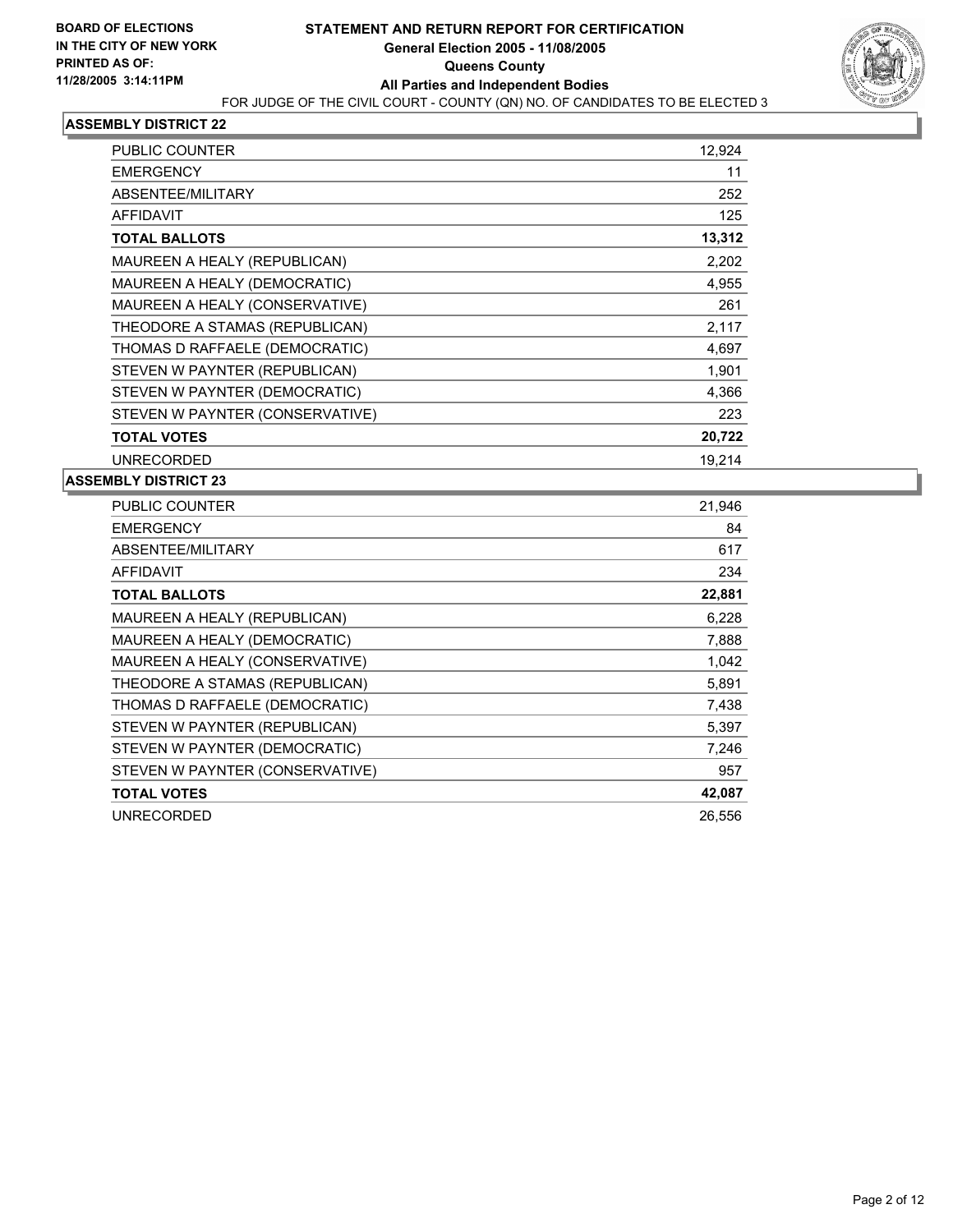**BOARD OF ELECTIONS IN THE CITY OF NEW YORK PRINTED AS OF: 11/28/2005 3:14:11PM**

# STATEMENT AND RETURN REPORT FOR CERTIFICATION
## General Election 2005 - 11/08/2005
## Queens County
## All Parties and Independent Bodies

FOR JUDGE OF THE CIVIL COURT - COUNTY (QN) NO. OF CANDIDATES TO BE ELECTED 3

### ASSEMBLY DISTRICT 22

| | |
|---|---|
| PUBLIC COUNTER | 12,924 |
| EMERGENCY | 11 |
| ABSENTEE/MILITARY | 252 |
| AFFIDAVIT | 125 |
| **TOTAL BALLOTS** | **13,312** |
| MAUREEN A HEALY (REPUBLICAN) | 2,202 |
| MAUREEN A HEALY (DEMOCRATIC) | 4,955 |
| MAUREEN A HEALY (CONSERVATIVE) | 261 |
| THEODORE A STAMAS (REPUBLICAN) | 2,117 |
| THOMAS D RAFFAELE (DEMOCRATIC) | 4,697 |
| STEVEN W PAYNTER (REPUBLICAN) | 1,901 |
| STEVEN W PAYNTER (DEMOCRATIC) | 4,366 |
| STEVEN W PAYNTER (CONSERVATIVE) | 223 |
| **TOTAL VOTES** | **20,722** |
| UNRECORDED | 19,214 |

### ASSEMBLY DISTRICT 23

| | |
|---|---|
| PUBLIC COUNTER | 21,946 |
| EMERGENCY | 84 |
| ABSENTEE/MILITARY | 617 |
| AFFIDAVIT | 234 |
| **TOTAL BALLOTS** | **22,881** |
| MAUREEN A HEALY (REPUBLICAN) | 6,228 |
| MAUREEN A HEALY (DEMOCRATIC) | 7,888 |
| MAUREEN A HEALY (CONSERVATIVE) | 1,042 |
| THEODORE A STAMAS (REPUBLICAN) | 5,891 |
| THOMAS D RAFFAELE (DEMOCRATIC) | 7,438 |
| STEVEN W PAYNTER (REPUBLICAN) | 5,397 |
| STEVEN W PAYNTER (DEMOCRATIC) | 7,246 |
| STEVEN W PAYNTER (CONSERVATIVE) | 957 |
| **TOTAL VOTES** | **42,087** |
| UNRECORDED | 26,556 |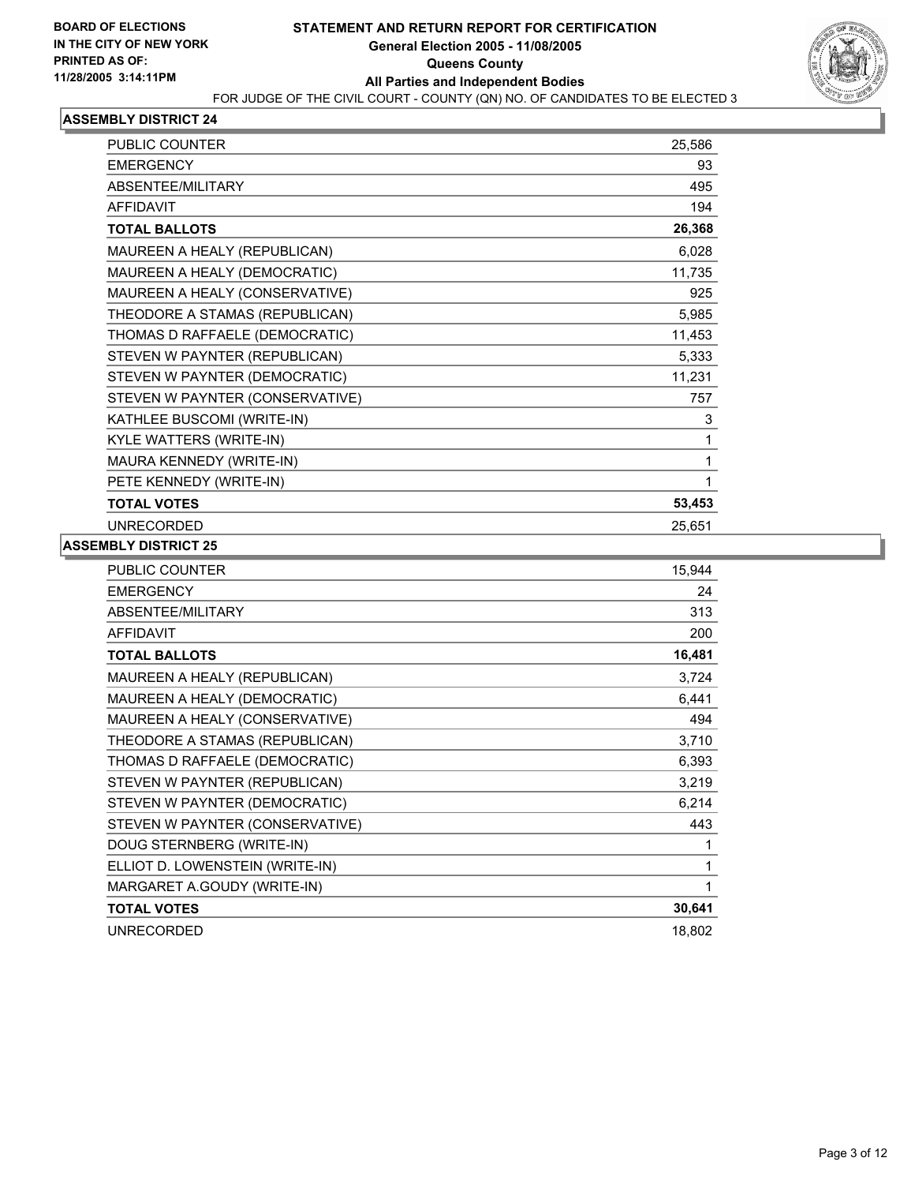BOARD OF ELECTIONS
IN THE CITY OF NEW YORK
PRINTED AS OF:
11/28/2005 3:14:11PM

# STATEMENT AND RETURN REPORT FOR CERTIFICATION
## General Election 2005 - 11/08/2005
## Queens County
## All Parties and Independent Bodies

FOR JUDGE OF THE CIVIL COURT - COUNTY (QN) NO. OF CANDIDATES TO BE ELECTED 3

### ASSEMBLY DISTRICT 24

| | |
|---|---|
| PUBLIC COUNTER | 25,586 |
| EMERGENCY | 93 |
| ABSENTEE/MILITARY | 495 |
| AFFIDAVIT | 194 |
| **TOTAL BALLOTS** | **26,368** |
| MAUREEN A HEALY (REPUBLICAN) | 6,028 |
| MAUREEN A HEALY (DEMOCRATIC) | 11,735 |
| MAUREEN A HEALY (CONSERVATIVE) | 925 |
| THEODORE A STAMAS (REPUBLICAN) | 5,985 |
| THOMAS D RAFFAELE (DEMOCRATIC) | 11,453 |
| STEVEN W PAYNTER (REPUBLICAN) | 5,333 |
| STEVEN W PAYNTER (DEMOCRATIC) | 11,231 |
| STEVEN W PAYNTER (CONSERVATIVE) | 757 |
| KATHLEE BUSCOMI (WRITE-IN) | 3 |
| KYLE WATTERS (WRITE-IN) | 1 |
| MAURA KENNEDY (WRITE-IN) | 1 |
| PETE KENNEDY (WRITE-IN) | 1 |
| **TOTAL VOTES** | **53,453** |
| UNRECORDED | 25,651 |

### ASSEMBLY DISTRICT 25

| | |
|---|---|
| PUBLIC COUNTER | 15,944 |
| EMERGENCY | 24 |
| ABSENTEE/MILITARY | 313 |
| AFFIDAVIT | 200 |
| **TOTAL BALLOTS** | **16,481** |
| MAUREEN A HEALY (REPUBLICAN) | 3,724 |
| MAUREEN A HEALY (DEMOCRATIC) | 6,441 |
| MAUREEN A HEALY (CONSERVATIVE) | 494 |
| THEODORE A STAMAS (REPUBLICAN) | 3,710 |
| THOMAS D RAFFAELE (DEMOCRATIC) | 6,393 |
| STEVEN W PAYNTER (REPUBLICAN) | 3,219 |
| STEVEN W PAYNTER (DEMOCRATIC) | 6,214 |
| STEVEN W PAYNTER (CONSERVATIVE) | 443 |
| DOUG STERNBERG (WRITE-IN) | 1 |
| ELLIOT D. LOWENSTEIN (WRITE-IN) | 1 |
| MARGARET A.GOUDY (WRITE-IN) | 1 |
| **TOTAL VOTES** | **30,641** |
| UNRECORDED | 18,802 |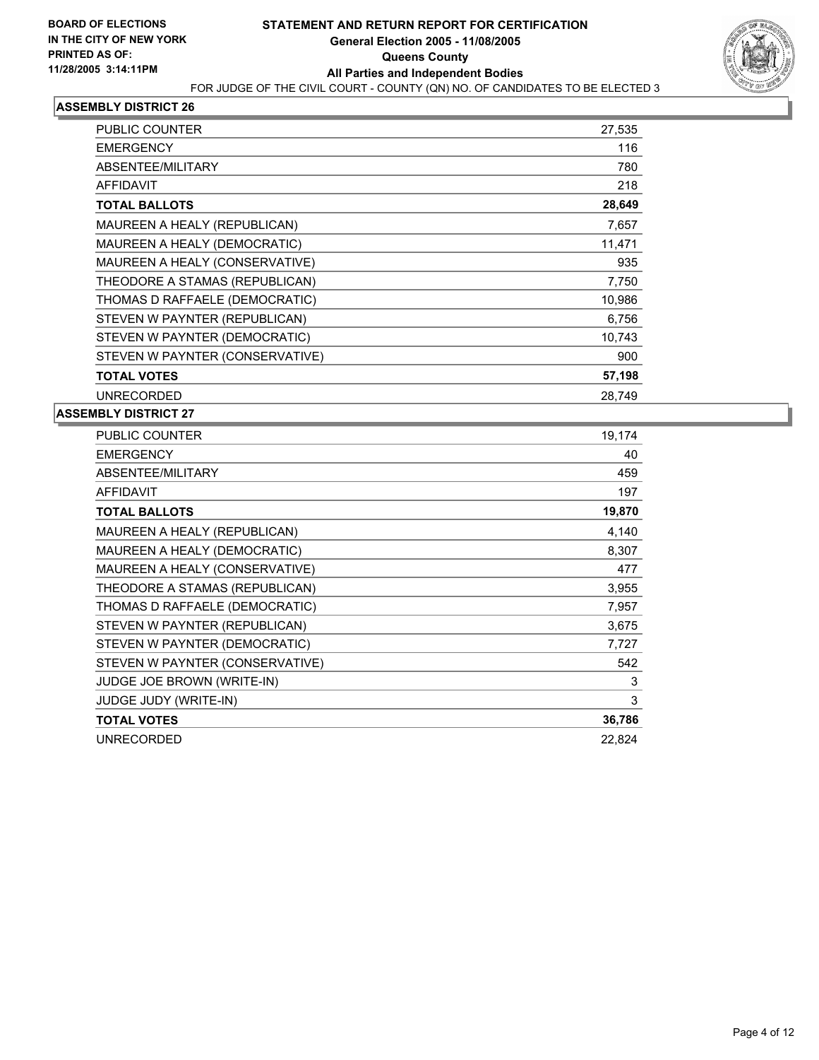**BOARD OF ELECTIONS IN THE CITY OF NEW YORK PRINTED AS OF: 11/28/2005 3:14:11PM**

# STATEMENT AND RETURN REPORT FOR CERTIFICATION
## General Election 2005 - 11/08/2005
## Queens County
## All Parties and Independent Bodies

FOR JUDGE OF THE CIVIL COURT - COUNTY (QN) NO. OF CANDIDATES TO BE ELECTED 3

### ASSEMBLY DISTRICT 26

| | |
|---|---|
| PUBLIC COUNTER | 27,535 |
| EMERGENCY | 116 |
| ABSENTEE/MILITARY | 780 |
| AFFIDAVIT | 218 |
| **TOTAL BALLOTS** | **28,649** |
| MAUREEN A HEALY (REPUBLICAN) | 7,657 |
| MAUREEN A HEALY (DEMOCRATIC) | 11,471 |
| MAUREEN A HEALY (CONSERVATIVE) | 935 |
| THEODORE A STAMAS (REPUBLICAN) | 7,750 |
| THOMAS D RAFFAELE (DEMOCRATIC) | 10,986 |
| STEVEN W PAYNTER (REPUBLICAN) | 6,756 |
| STEVEN W PAYNTER (DEMOCRATIC) | 10,743 |
| STEVEN W PAYNTER (CONSERVATIVE) | 900 |
| **TOTAL VOTES** | **57,198** |
| UNRECORDED | 28,749 |

### ASSEMBLY DISTRICT 27

| | |
|---|---|
| PUBLIC COUNTER | 19,174 |
| EMERGENCY | 40 |
| ABSENTEE/MILITARY | 459 |
| AFFIDAVIT | 197 |
| **TOTAL BALLOTS** | **19,870** |
| MAUREEN A HEALY (REPUBLICAN) | 4,140 |
| MAUREEN A HEALY (DEMOCRATIC) | 8,307 |
| MAUREEN A HEALY (CONSERVATIVE) | 477 |
| THEODORE A STAMAS (REPUBLICAN) | 3,955 |
| THOMAS D RAFFAELE (DEMOCRATIC) | 7,957 |
| STEVEN W PAYNTER (REPUBLICAN) | 3,675 |
| STEVEN W PAYNTER (DEMOCRATIC) | 7,727 |
| STEVEN W PAYNTER (CONSERVATIVE) | 542 |
| JUDGE JOE BROWN (WRITE-IN) | 3 |
| JUDGE JUDY (WRITE-IN) | 3 |
| **TOTAL VOTES** | **36,786** |
| UNRECORDED | 22,824 |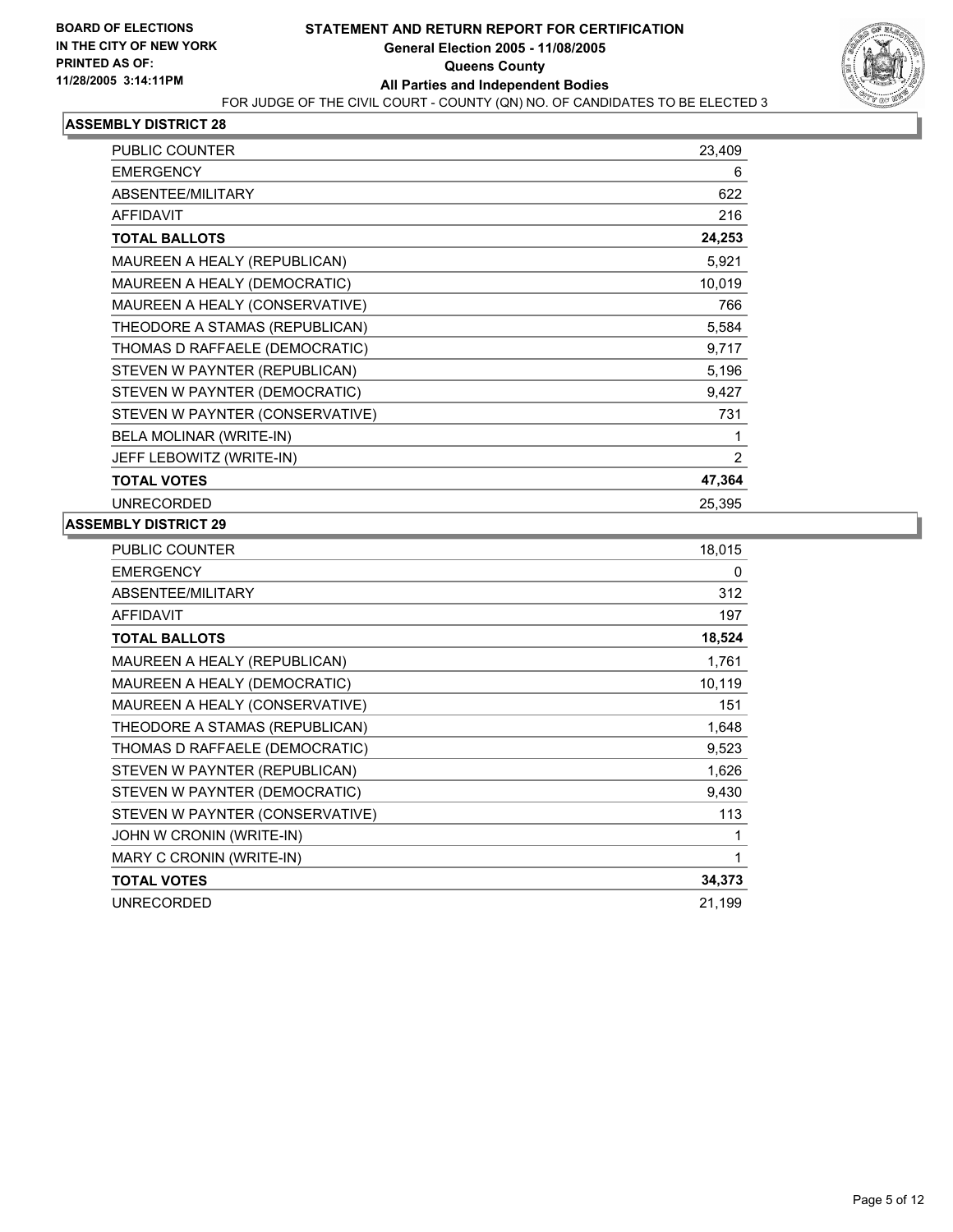**BOARD OF ELECTIONS IN THE CITY OF NEW YORK**
**PRINTED AS OF: 11/28/2005 3:14:11PM**

# STATEMENT AND RETURN REPORT FOR CERTIFICATION
## General Election 2005 - 11/08/2005
## Queens County
## All Parties and Independent Bodies

FOR JUDGE OF THE CIVIL COURT - COUNTY (QN) NO. OF CANDIDATES TO BE ELECTED 3

### ASSEMBLY DISTRICT 28

| | |
|---|---|
| PUBLIC COUNTER | 23,409 |
| EMERGENCY | 6 |
| ABSENTEE/MILITARY | 622 |
| AFFIDAVIT | 216 |
| **TOTAL BALLOTS** | **24,253** |
| MAUREEN A HEALY (REPUBLICAN) | 5,921 |
| MAUREEN A HEALY (DEMOCRATIC) | 10,019 |
| MAUREEN A HEALY (CONSERVATIVE) | 766 |
| THEODORE A STAMAS (REPUBLICAN) | 5,584 |
| THOMAS D RAFFAELE (DEMOCRATIC) | 9,717 |
| STEVEN W PAYNTER (REPUBLICAN) | 5,196 |
| STEVEN W PAYNTER (DEMOCRATIC) | 9,427 |
| STEVEN W PAYNTER (CONSERVATIVE) | 731 |
| BELA MOLINAR (WRITE-IN) | 1 |
| JEFF LEBOWITZ (WRITE-IN) | 2 |
| **TOTAL VOTES** | **47,364** |
| UNRECORDED | 25,395 |

### ASSEMBLY DISTRICT 29

| | |
|---|---|
| PUBLIC COUNTER | 18,015 |
| EMERGENCY | 0 |
| ABSENTEE/MILITARY | 312 |
| AFFIDAVIT | 197 |
| **TOTAL BALLOTS** | **18,524** |
| MAUREEN A HEALY (REPUBLICAN) | 1,761 |
| MAUREEN A HEALY (DEMOCRATIC) | 10,119 |
| MAUREEN A HEALY (CONSERVATIVE) | 151 |
| THEODORE A STAMAS (REPUBLICAN) | 1,648 |
| THOMAS D RAFFAELE (DEMOCRATIC) | 9,523 |
| STEVEN W PAYNTER (REPUBLICAN) | 1,626 |
| STEVEN W PAYNTER (DEMOCRATIC) | 9,430 |
| STEVEN W PAYNTER (CONSERVATIVE) | 113 |
| JOHN W CRONIN (WRITE-IN) | 1 |
| MARY C CRONIN (WRITE-IN) | 1 |
| **TOTAL VOTES** | **34,373** |
| UNRECORDED | 21,199 |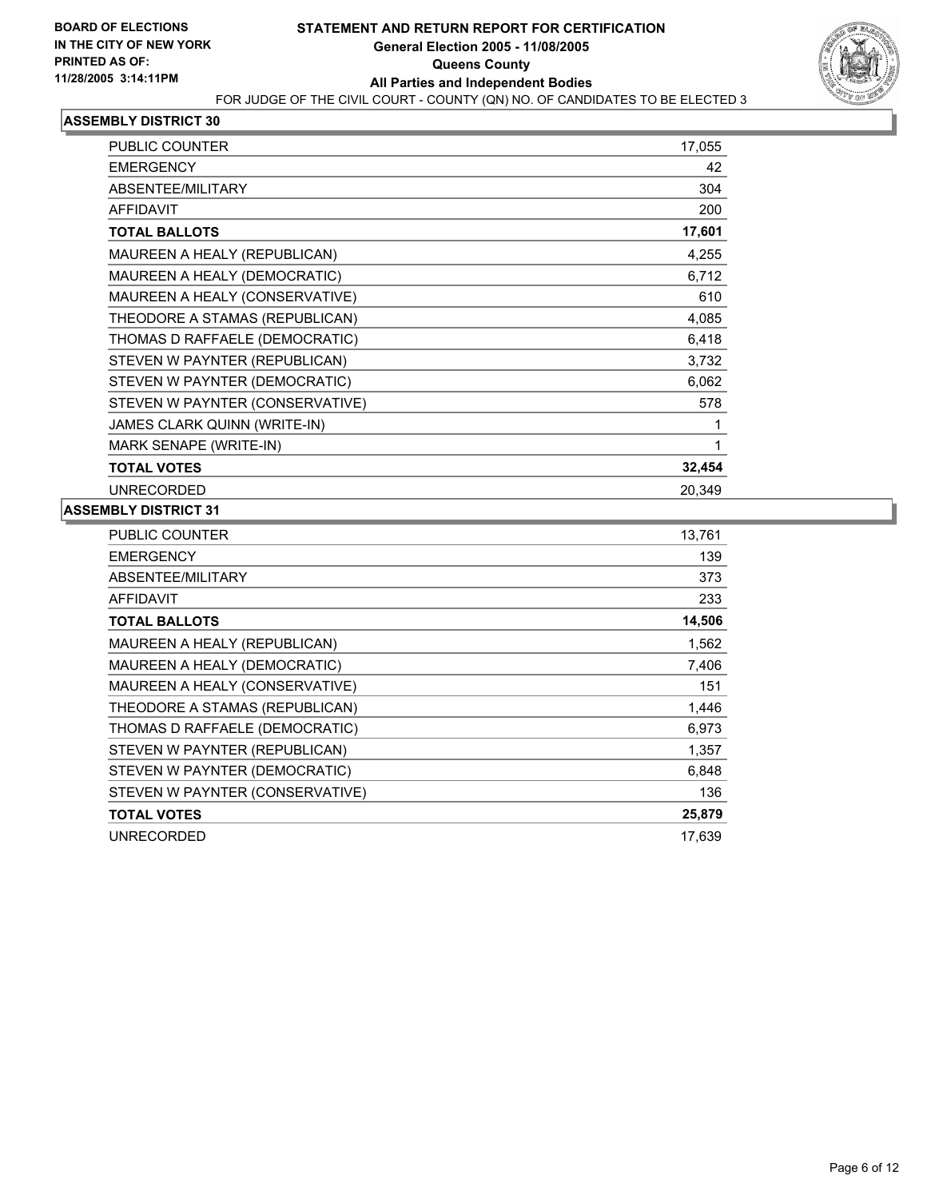**BOARD OF ELECTIONS IN THE CITY OF NEW YORK PRINTED AS OF: 11/28/2005 3:14:11PM**

# STATEMENT AND RETURN REPORT FOR CERTIFICATION
## General Election 2005 - 11/08/2005
## Queens County
## All Parties and Independent Bodies

FOR JUDGE OF THE CIVIL COURT - COUNTY (QN) NO. OF CANDIDATES TO BE ELECTED 3

### ASSEMBLY DISTRICT 30

| | |
|---|---|
| PUBLIC COUNTER | 17,055 |
| EMERGENCY | 42 |
| ABSENTEE/MILITARY | 304 |
| AFFIDAVIT | 200 |
| **TOTAL BALLOTS** | **17,601** |
| MAUREEN A HEALY (REPUBLICAN) | 4,255 |
| MAUREEN A HEALY (DEMOCRATIC) | 6,712 |
| MAUREEN A HEALY (CONSERVATIVE) | 610 |
| THEODORE A STAMAS (REPUBLICAN) | 4,085 |
| THOMAS D RAFFAELE (DEMOCRATIC) | 6,418 |
| STEVEN W PAYNTER (REPUBLICAN) | 3,732 |
| STEVEN W PAYNTER (DEMOCRATIC) | 6,062 |
| STEVEN W PAYNTER (CONSERVATIVE) | 578 |
| JAMES CLARK QUINN (WRITE-IN) | 1 |
| MARK SENAPE (WRITE-IN) | 1 |
| **TOTAL VOTES** | **32,454** |
| UNRECORDED | 20,349 |

### ASSEMBLY DISTRICT 31

| | |
|---|---|
| PUBLIC COUNTER | 13,761 |
| EMERGENCY | 139 |
| ABSENTEE/MILITARY | 373 |
| AFFIDAVIT | 233 |
| **TOTAL BALLOTS** | **14,506** |
| MAUREEN A HEALY (REPUBLICAN) | 1,562 |
| MAUREEN A HEALY (DEMOCRATIC) | 7,406 |
| MAUREEN A HEALY (CONSERVATIVE) | 151 |
| THEODORE A STAMAS (REPUBLICAN) | 1,446 |
| THOMAS D RAFFAELE (DEMOCRATIC) | 6,973 |
| STEVEN W PAYNTER (REPUBLICAN) | 1,357 |
| STEVEN W PAYNTER (DEMOCRATIC) | 6,848 |
| STEVEN W PAYNTER (CONSERVATIVE) | 136 |
| **TOTAL VOTES** | **25,879** |
| UNRECORDED | 17,639 |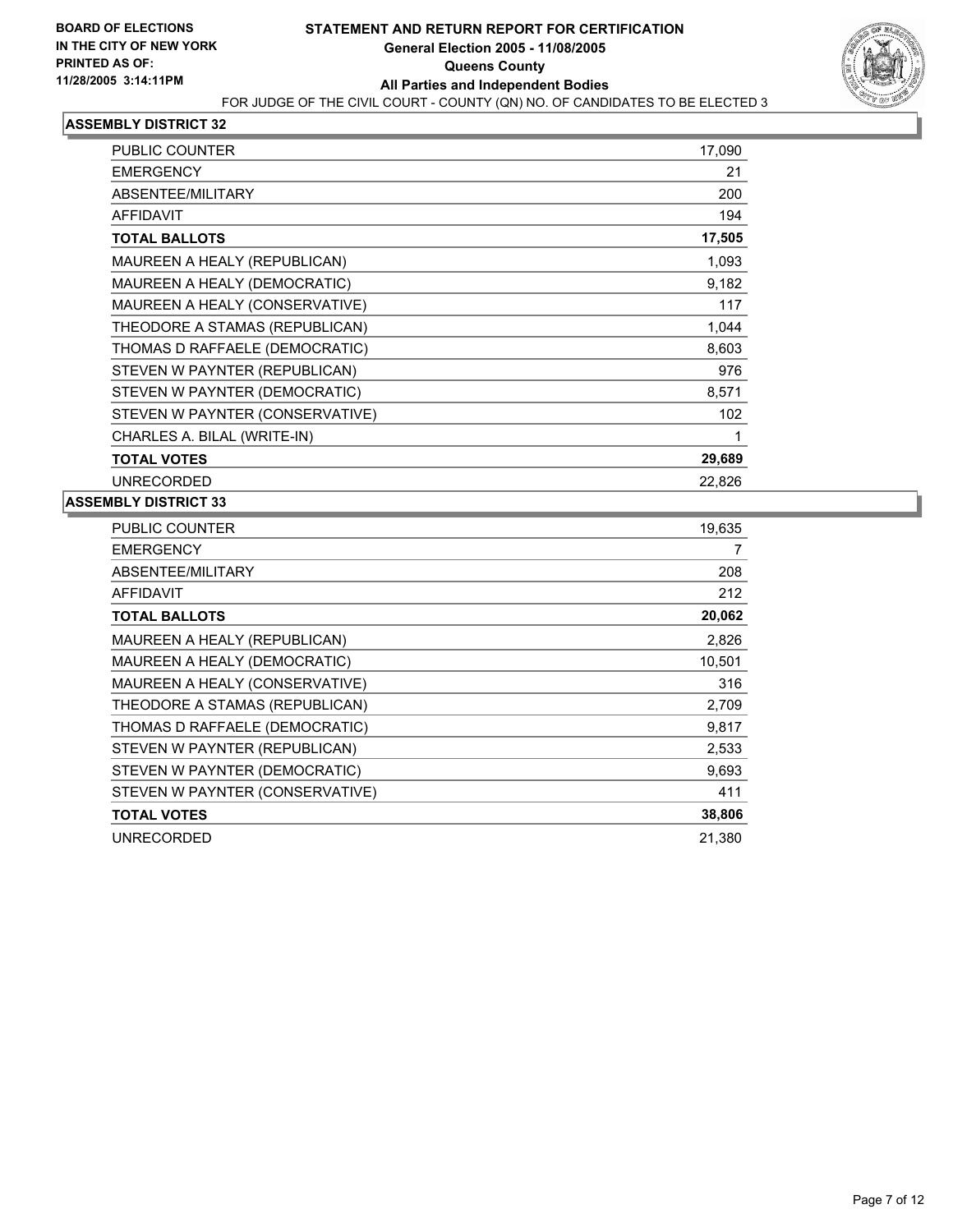**BOARD OF ELECTIONS IN THE CITY OF NEW YORK PRINTED AS OF: 11/28/2005 3:14:11PM**

# STATEMENT AND RETURN REPORT FOR CERTIFICATION
## General Election 2005 - 11/08/2005
## Queens County
## All Parties and Independent Bodies

FOR JUDGE OF THE CIVIL COURT - COUNTY (QN) NO. OF CANDIDATES TO BE ELECTED 3

### ASSEMBLY DISTRICT 32

| | |
|---|---|
| PUBLIC COUNTER | 17,090 |
| EMERGENCY | 21 |
| ABSENTEE/MILITARY | 200 |
| AFFIDAVIT | 194 |
| **TOTAL BALLOTS** | **17,505** |
| MAUREEN A HEALY (REPUBLICAN) | 1,093 |
| MAUREEN A HEALY (DEMOCRATIC) | 9,182 |
| MAUREEN A HEALY (CONSERVATIVE) | 117 |
| THEODORE A STAMAS (REPUBLICAN) | 1,044 |
| THOMAS D RAFFAELE (DEMOCRATIC) | 8,603 |
| STEVEN W PAYNTER (REPUBLICAN) | 976 |
| STEVEN W PAYNTER (DEMOCRATIC) | 8,571 |
| STEVEN W PAYNTER (CONSERVATIVE) | 102 |
| CHARLES A. BILAL (WRITE-IN) | 1 |
| **TOTAL VOTES** | **29,689** |
| UNRECORDED | 22,826 |

### ASSEMBLY DISTRICT 33

| | |
|---|---|
| PUBLIC COUNTER | 19,635 |
| EMERGENCY | 7 |
| ABSENTEE/MILITARY | 208 |
| AFFIDAVIT | 212 |
| **TOTAL BALLOTS** | **20,062** |
| MAUREEN A HEALY (REPUBLICAN) | 2,826 |
| MAUREEN A HEALY (DEMOCRATIC) | 10,501 |
| MAUREEN A HEALY (CONSERVATIVE) | 316 |
| THEODORE A STAMAS (REPUBLICAN) | 2,709 |
| THOMAS D RAFFAELE (DEMOCRATIC) | 9,817 |
| STEVEN W PAYNTER (REPUBLICAN) | 2,533 |
| STEVEN W PAYNTER (DEMOCRATIC) | 9,693 |
| STEVEN W PAYNTER (CONSERVATIVE) | 411 |
| **TOTAL VOTES** | **38,806** |
| UNRECORDED | 21,380 |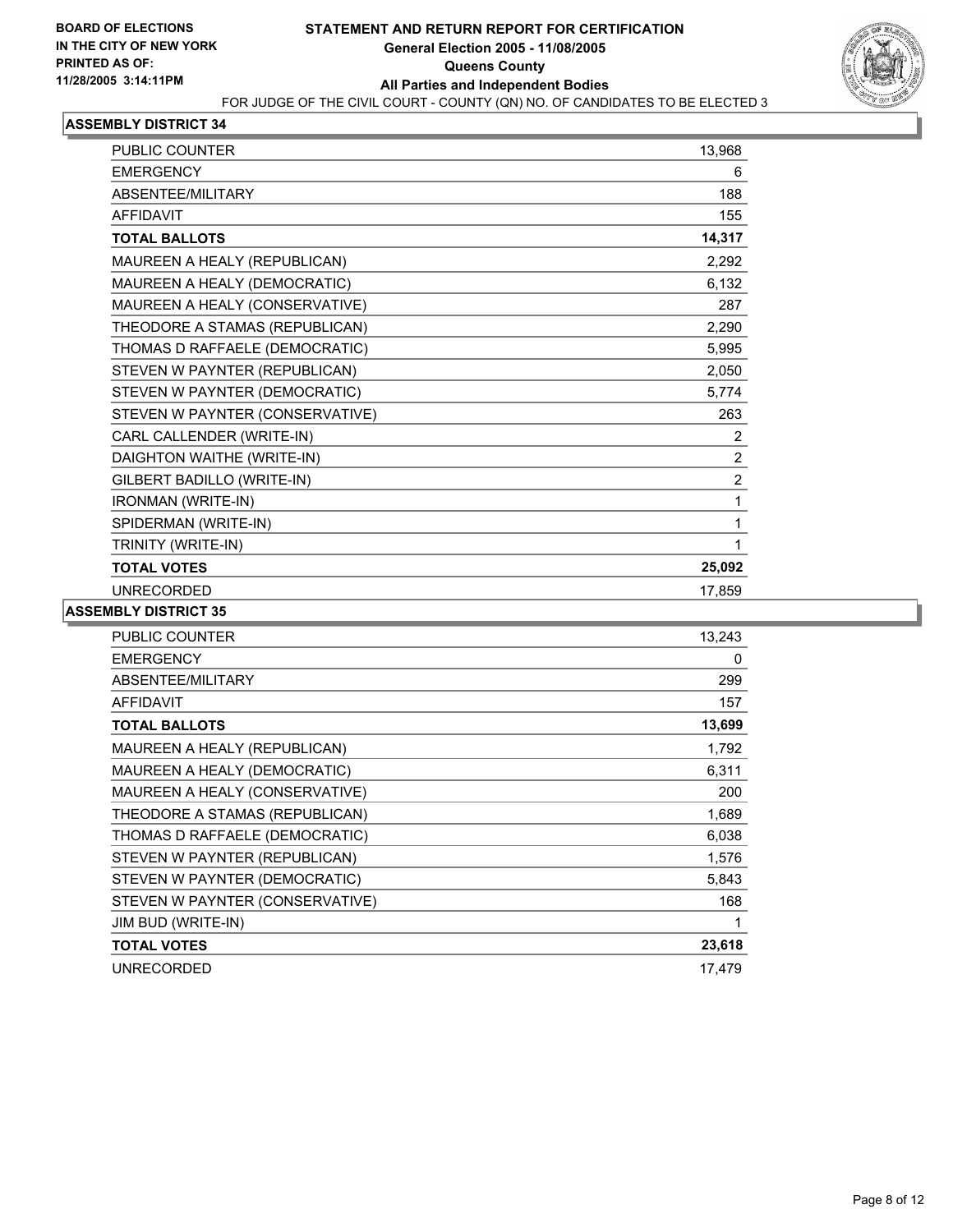**BOARD OF ELECTIONS IN THE CITY OF NEW YORK PRINTED AS OF: 11/28/2005 3:14:11PM**

# STATEMENT AND RETURN REPORT FOR CERTIFICATION
## General Election 2005 - 11/08/2005
## Queens County
## All Parties and Independent Bodies

FOR JUDGE OF THE CIVIL COURT - COUNTY (QN) NO. OF CANDIDATES TO BE ELECTED 3

### ASSEMBLY DISTRICT 34

| | |
|---|---|
| PUBLIC COUNTER | 13,968 |
| EMERGENCY | 6 |
| ABSENTEE/MILITARY | 188 |
| AFFIDAVIT | 155 |
| **TOTAL BALLOTS** | **14,317** |
| MAUREEN A HEALY (REPUBLICAN) | 2,292 |
| MAUREEN A HEALY (DEMOCRATIC) | 6,132 |
| MAUREEN A HEALY (CONSERVATIVE) | 287 |
| THEODORE A STAMAS (REPUBLICAN) | 2,290 |
| THOMAS D RAFFAELE (DEMOCRATIC) | 5,995 |
| STEVEN W PAYNTER (REPUBLICAN) | 2,050 |
| STEVEN W PAYNTER (DEMOCRATIC) | 5,774 |
| STEVEN W PAYNTER (CONSERVATIVE) | 263 |
| CARL CALLENDER (WRITE-IN) | 2 |
| DAIGHTON WAITHE (WRITE-IN) | 2 |
| GILBERT BADILLO (WRITE-IN) | 2 |
| IRONMAN (WRITE-IN) | 1 |
| SPIDERMAN (WRITE-IN) | 1 |
| TRINITY (WRITE-IN) | 1 |
| **TOTAL VOTES** | **25,092** |
| UNRECORDED | 17,859 |

### ASSEMBLY DISTRICT 35

| | |
|---|---|
| PUBLIC COUNTER | 13,243 |
| EMERGENCY | 0 |
| ABSENTEE/MILITARY | 299 |
| AFFIDAVIT | 157 |
| **TOTAL BALLOTS** | **13,699** |
| MAUREEN A HEALY (REPUBLICAN) | 1,792 |
| MAUREEN A HEALY (DEMOCRATIC) | 6,311 |
| MAUREEN A HEALY (CONSERVATIVE) | 200 |
| THEODORE A STAMAS (REPUBLICAN) | 1,689 |
| THOMAS D RAFFAELE (DEMOCRATIC) | 6,038 |
| STEVEN W PAYNTER (REPUBLICAN) | 1,576 |
| STEVEN W PAYNTER (DEMOCRATIC) | 5,843 |
| STEVEN W PAYNTER (CONSERVATIVE) | 168 |
| JIM BUD (WRITE-IN) | 1 |
| **TOTAL VOTES** | **23,618** |
| UNRECORDED | 17,479 |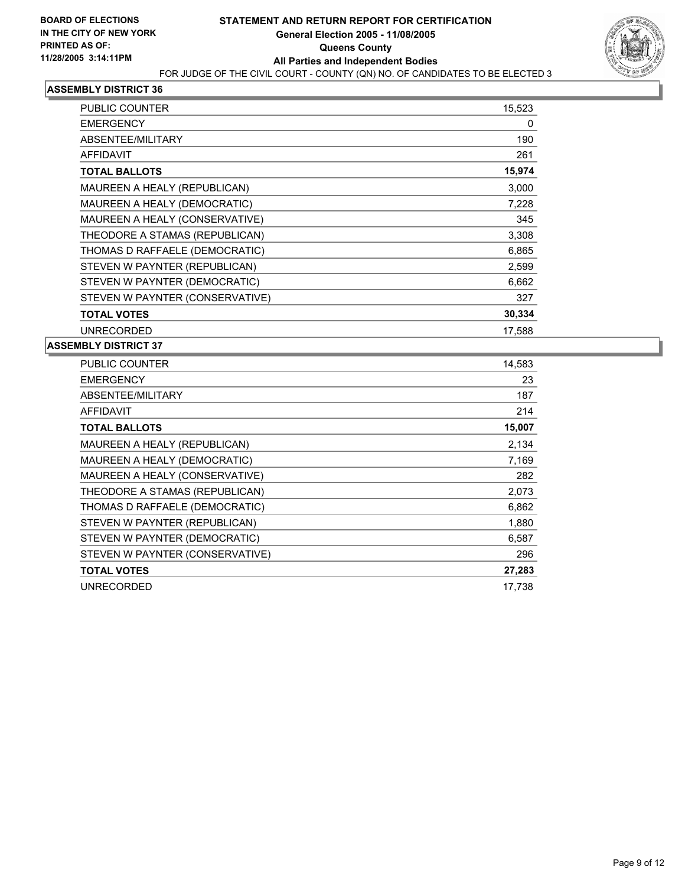**BOARD OF ELECTIONS IN THE CITY OF NEW YORK PRINTED AS OF: 11/28/2005 3:14:11PM**

# STATEMENT AND RETURN REPORT FOR CERTIFICATION
## General Election 2005 - 11/08/2005
## Queens County
## All Parties and Independent Bodies

FOR JUDGE OF THE CIVIL COURT - COUNTY (QN) NO. OF CANDIDATES TO BE ELECTED 3

### ASSEMBLY DISTRICT 36

| | |
|---|---|
| PUBLIC COUNTER | 15,523 |
| EMERGENCY | 0 |
| ABSENTEE/MILITARY | 190 |
| AFFIDAVIT | 261 |
| **TOTAL BALLOTS** | **15,974** |
| MAUREEN A HEALY (REPUBLICAN) | 3,000 |
| MAUREEN A HEALY (DEMOCRATIC) | 7,228 |
| MAUREEN A HEALY (CONSERVATIVE) | 345 |
| THEODORE A STAMAS (REPUBLICAN) | 3,308 |
| THOMAS D RAFFAELE (DEMOCRATIC) | 6,865 |
| STEVEN W PAYNTER (REPUBLICAN) | 2,599 |
| STEVEN W PAYNTER (DEMOCRATIC) | 6,662 |
| STEVEN W PAYNTER (CONSERVATIVE) | 327 |
| **TOTAL VOTES** | **30,334** |
| UNRECORDED | 17,588 |

### ASSEMBLY DISTRICT 37

| | |
|---|---|
| PUBLIC COUNTER | 14,583 |
| EMERGENCY | 23 |
| ABSENTEE/MILITARY | 187 |
| AFFIDAVIT | 214 |
| **TOTAL BALLOTS** | **15,007** |
| MAUREEN A HEALY (REPUBLICAN) | 2,134 |
| MAUREEN A HEALY (DEMOCRATIC) | 7,169 |
| MAUREEN A HEALY (CONSERVATIVE) | 282 |
| THEODORE A STAMAS (REPUBLICAN) | 2,073 |
| THOMAS D RAFFAELE (DEMOCRATIC) | 6,862 |
| STEVEN W PAYNTER (REPUBLICAN) | 1,880 |
| STEVEN W PAYNTER (DEMOCRATIC) | 6,587 |
| STEVEN W PAYNTER (CONSERVATIVE) | 296 |
| **TOTAL VOTES** | **27,283** |
| UNRECORDED | 17,738 |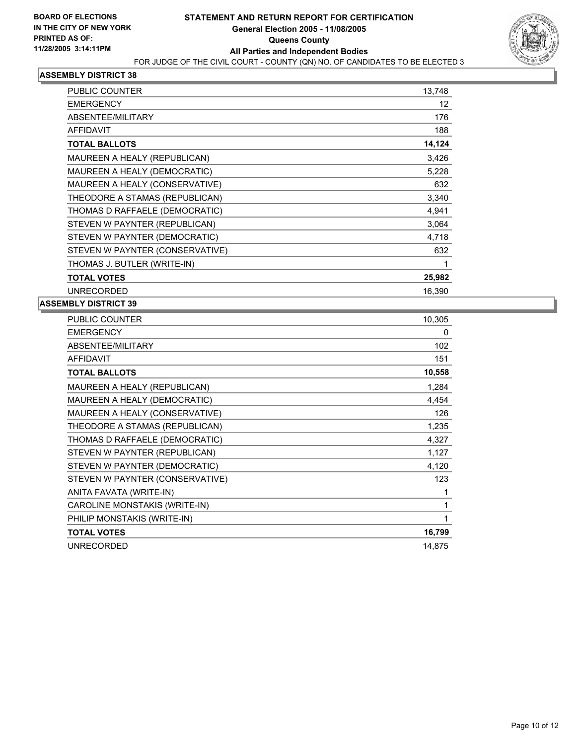**BOARD OF ELECTIONS IN THE CITY OF NEW YORK PRINTED AS OF: 11/28/2005 3:14:11PM**

# STATEMENT AND RETURN REPORT FOR CERTIFICATION
## General Election 2005 - 11/08/2005
## Queens County
## All Parties and Independent Bodies
FOR JUDGE OF THE CIVIL COURT - COUNTY (QN) NO. OF CANDIDATES TO BE ELECTED 3

### ASSEMBLY DISTRICT 38

| | |
|---|---|
| PUBLIC COUNTER | 13,748 |
| EMERGENCY | 12 |
| ABSENTEE/MILITARY | 176 |
| AFFIDAVIT | 188 |
| **TOTAL BALLOTS** | **14,124** |
| MAUREEN A HEALY (REPUBLICAN) | 3,426 |
| MAUREEN A HEALY (DEMOCRATIC) | 5,228 |
| MAUREEN A HEALY (CONSERVATIVE) | 632 |
| THEODORE A STAMAS (REPUBLICAN) | 3,340 |
| THOMAS D RAFFAELE (DEMOCRATIC) | 4,941 |
| STEVEN W PAYNTER (REPUBLICAN) | 3,064 |
| STEVEN W PAYNTER (DEMOCRATIC) | 4,718 |
| STEVEN W PAYNTER (CONSERVATIVE) | 632 |
| THOMAS J. BUTLER (WRITE-IN) | 1 |
| **TOTAL VOTES** | **25,982** |
| UNRECORDED | 16,390 |

### ASSEMBLY DISTRICT 39

| | |
|---|---|
| PUBLIC COUNTER | 10,305 |
| EMERGENCY | 0 |
| ABSENTEE/MILITARY | 102 |
| AFFIDAVIT | 151 |
| **TOTAL BALLOTS** | **10,558** |
| MAUREEN A HEALY (REPUBLICAN) | 1,284 |
| MAUREEN A HEALY (DEMOCRATIC) | 4,454 |
| MAUREEN A HEALY (CONSERVATIVE) | 126 |
| THEODORE A STAMAS (REPUBLICAN) | 1,235 |
| THOMAS D RAFFAELE (DEMOCRATIC) | 4,327 |
| STEVEN W PAYNTER (REPUBLICAN) | 1,127 |
| STEVEN W PAYNTER (DEMOCRATIC) | 4,120 |
| STEVEN W PAYNTER (CONSERVATIVE) | 123 |
| ANITA FAVATA (WRITE-IN) | 1 |
| CAROLINE MONSTAKIS (WRITE-IN) | 1 |
| PHILIP MONSTAKIS (WRITE-IN) | 1 |
| **TOTAL VOTES** | **16,799** |
| UNRECORDED | 14,875 |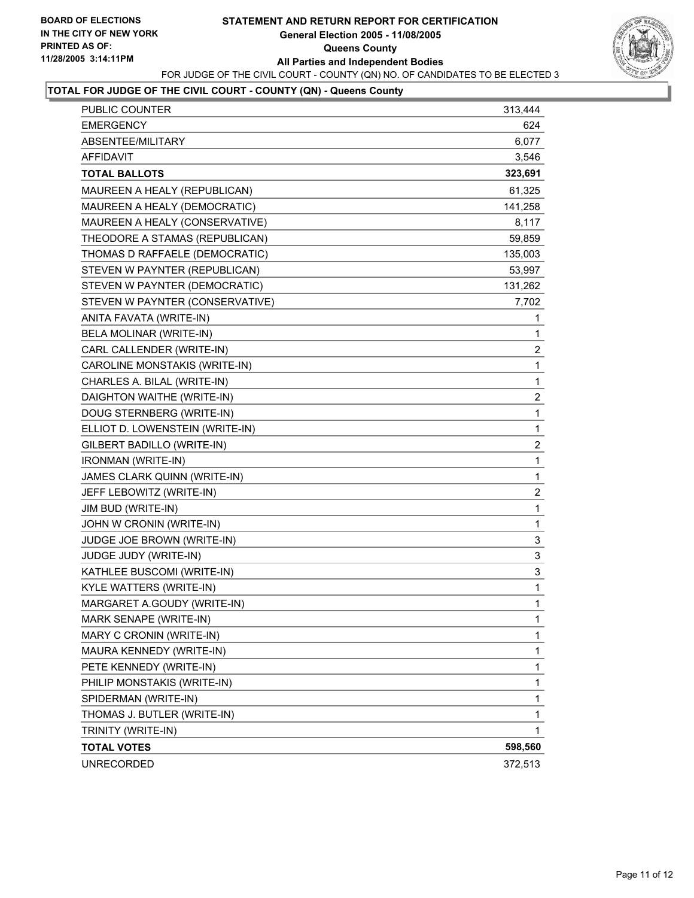**BOARD OF ELECTIONS IN THE CITY OF NEW YORK PRINTED AS OF: 11/28/2005 3:14:11PM**

# STATEMENT AND RETURN REPORT FOR CERTIFICATION
## General Election 2005 - 11/08/2005
## Queens County
## All Parties and Independent Bodies

FOR JUDGE OF THE CIVIL COURT - COUNTY (QN) NO. OF CANDIDATES TO BE ELECTED 3

### TOTAL FOR JUDGE OF THE CIVIL COURT - COUNTY (QN) - Queens County

| | |
|---|---|
| PUBLIC COUNTER | 313,444 |
| EMERGENCY | 624 |
| ABSENTEE/MILITARY | 6,077 |
| AFFIDAVIT | 3,546 |
| **TOTAL BALLOTS** | **323,691** |
| MAUREEN A HEALY (REPUBLICAN) | 61,325 |
| MAUREEN A HEALY (DEMOCRATIC) | 141,258 |
| MAUREEN A HEALY (CONSERVATIVE) | 8,117 |
| THEODORE A STAMAS (REPUBLICAN) | 59,859 |
| THOMAS D RAFFAELE (DEMOCRATIC) | 135,003 |
| STEVEN W PAYNTER (REPUBLICAN) | 53,997 |
| STEVEN W PAYNTER (DEMOCRATIC) | 131,262 |
| STEVEN W PAYNTER (CONSERVATIVE) | 7,702 |
| ANITA FAVATA (WRITE-IN) | 1 |
| BELA MOLINAR (WRITE-IN) | 1 |
| CARL CALLENDER (WRITE-IN) | 2 |
| CAROLINE MONSTAKIS (WRITE-IN) | 1 |
| CHARLES A. BILAL (WRITE-IN) | 1 |
| DAIGHTON WAITHE (WRITE-IN) | 2 |
| DOUG STERNBERG (WRITE-IN) | 1 |
| ELLIOT D. LOWENSTEIN (WRITE-IN) | 1 |
| GILBERT BADILLO (WRITE-IN) | 2 |
| IRONMAN (WRITE-IN) | 1 |
| JAMES CLARK QUINN (WRITE-IN) | 1 |
| JEFF LEBOWITZ (WRITE-IN) | 2 |
| JIM BUD (WRITE-IN) | 1 |
| JOHN W CRONIN (WRITE-IN) | 1 |
| JUDGE JOE BROWN (WRITE-IN) | 3 |
| JUDGE JUDY (WRITE-IN) | 3 |
| KATHLEE BUSCOMI (WRITE-IN) | 3 |
| KYLE WATTERS (WRITE-IN) | 1 |
| MARGARET A.GOUDY (WRITE-IN) | 1 |
| MARK SENAPE (WRITE-IN) | 1 |
| MARY C CRONIN (WRITE-IN) | 1 |
| MAURA KENNEDY (WRITE-IN) | 1 |
| PETE KENNEDY (WRITE-IN) | 1 |
| PHILIP MONSTAKIS (WRITE-IN) | 1 |
| SPIDERMAN (WRITE-IN) | 1 |
| THOMAS J. BUTLER (WRITE-IN) | 1 |
| TRINITY (WRITE-IN) | 1 |
| **TOTAL VOTES** | **598,560** |
| UNRECORDED | 372,513 |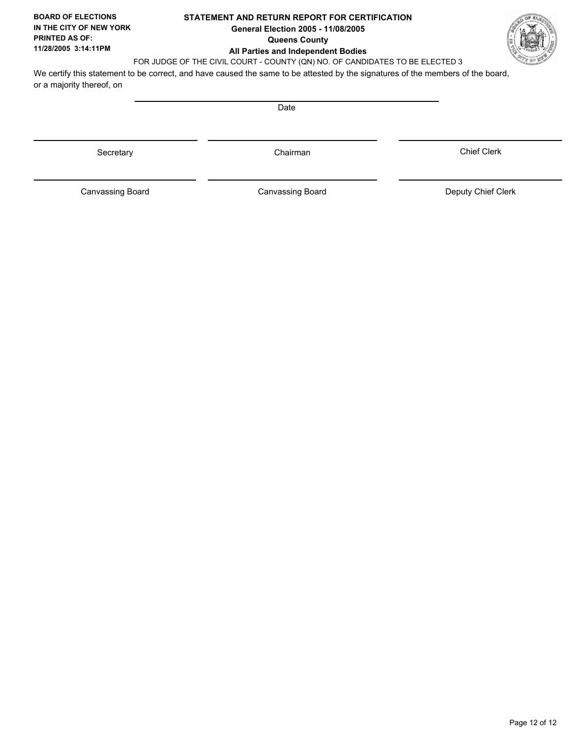**BOARD OF ELECTIONS IN THE CITY OF NEW YORK**
**PRINTED AS OF: 11/28/2005 3:14:11PM**

**STATEMENT AND RETURN REPORT FOR CERTIFICATION**
**General Election 2005 - 11/08/2005**
**Queens County**
**All Parties and Independent Bodies**

FOR JUDGE OF THE CIVIL COURT - COUNTY (QN) NO. OF CANDIDATES TO BE ELECTED 3

We certify this statement to be correct, and have caused the same to be attested by the signatures of the members of the board, or a majority thereof, on

Date

| | | |
|---|---|---|
| Secretary | Chairman | Chief Clerk |
| Canvassing Board | Canvassing Board | Deputy Chief Clerk |